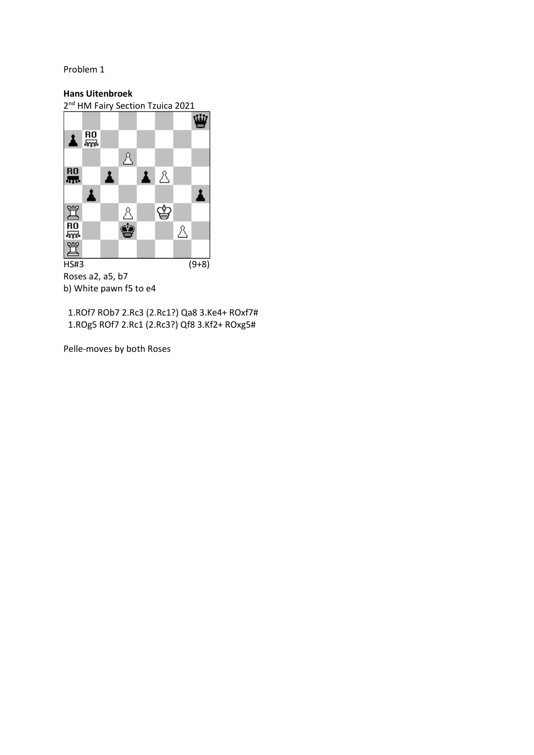Problem 1

**Hans Uitenbroek**

2nd HM Fairy Section Tzuica 2021

HS#3 (9+8)

Roses a2, a5, b7

b) White pawn f5 to e4

1.ROf7 ROb7 2.Rc3 (2.Rc1?) Qa8 3.Ke4+ ROxf7#

1.ROg5 ROf7 2.Rc1 (2.Rc3?) Qf8 3.Kf2+ ROxg5#

Pelle-moves by both Roses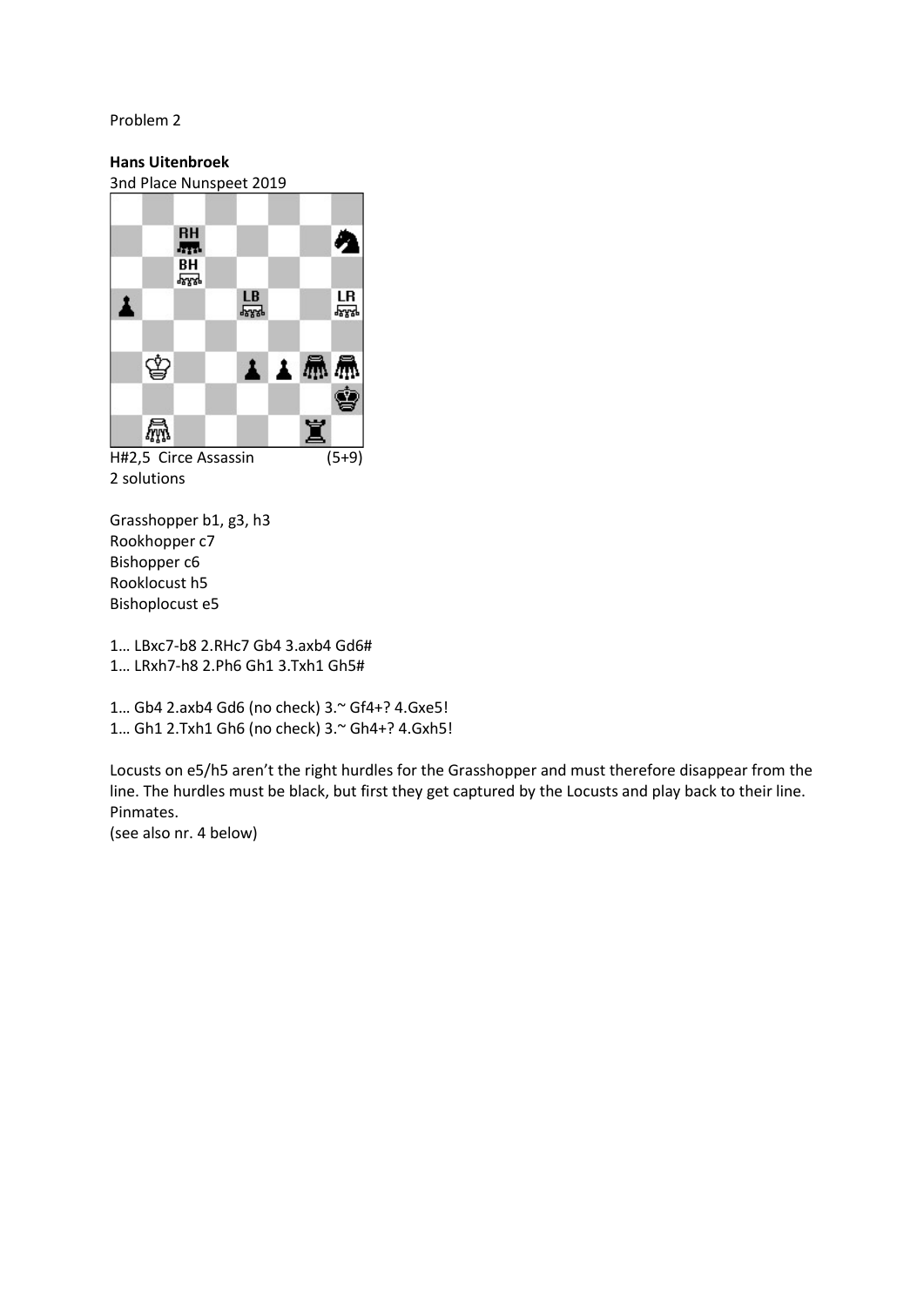Problem 2

**Hans Uitenbroek**

3nd Place Nunspeet 2019

H#2,5 Circe Assassin (5+9)

2 solutions

Grasshopper b1, g3, h3

Rookhopper c7

Bishopper c6

Rooklocust h5

Bishoplocust e5

1… LBxc7-b8 2.RHc7 Gb4 3.axb4 Gd6#

1… LRxh7-h8 2.Ph6 Gh1 3.Txh1 Gh5#

1… Gb4 2.axb4 Gd6 (no check) 3.~ Gf4+? 4.Gxe5!

1… Gh1 2.Txh1 Gh6 (no check) 3.~ Gh4+? 4.Gxh5!

Locusts on e5/h5 aren't the right hurdles for the Grasshopper and must therefore disappear from the line. The hurdles must be black, but first they get captured by the Locusts and play back to their line. Pinmates.

(see also nr. 4 below)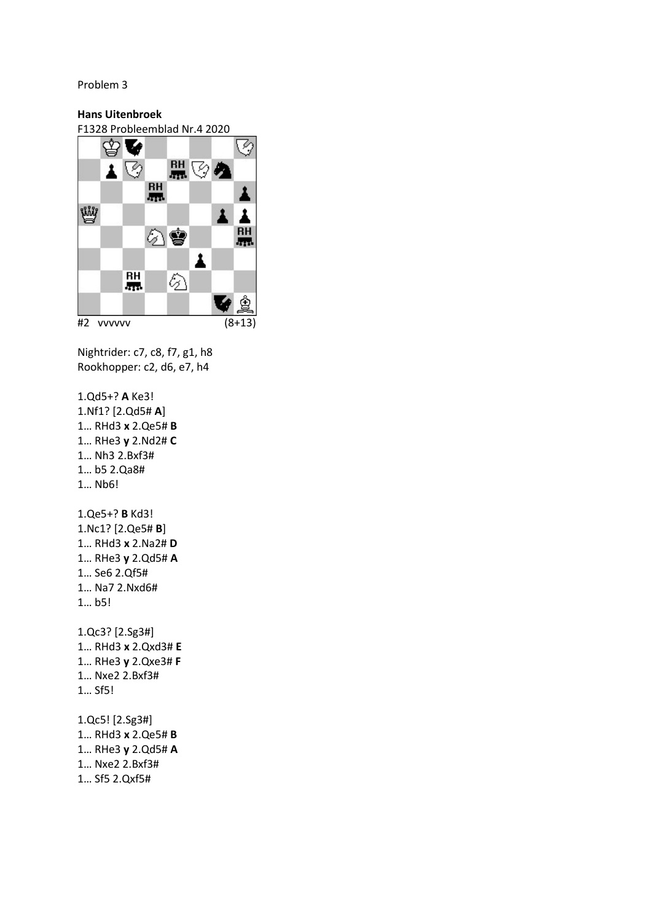Problem 3

**Hans Uitenbroek**

F1328 Probleemblad Nr.4 2020

#2 vvvvvv (8+13)

Nightrider: c7, c8, f7, g1, h8

Rookhopper: c2, d6, e7, h4

1.Qd5+? **A** Ke3!

1.Nf1? [2.Qd5# **A**]

1… RHd3 **x** 2.Qe5# **B**

1… RHe3 **y** 2.Nd2# **C**

1… Nh3 2.Bxf3#

1… b5 2.Qa8#

1… Nb6!

1.Qe5+? **B** Kd3!

1.Nc1? [2.Qe5# **B**]

1… RHd3 **x** 2.Na2# **D**

1… RHe3 **y** 2.Qd5# **A**

1… Se6 2.Qf5#

1… Na7 2.Nxd6#

1… b5!

1.Qc3? [2.Sg3#]

1… RHd3 **x** 2.Qxd3# **E**

1… RHe3 **y** 2.Qxe3# **F**

1… Nxe2 2.Bxf3#

1… Sf5!

1.Qc5! [2.Sg3#]

1… RHd3 **x** 2.Qe5# **B**

1… RHe3 **y** 2.Qd5# **A**

1… Nxe2 2.Bxf3#

1… Sf5 2.Qxf5#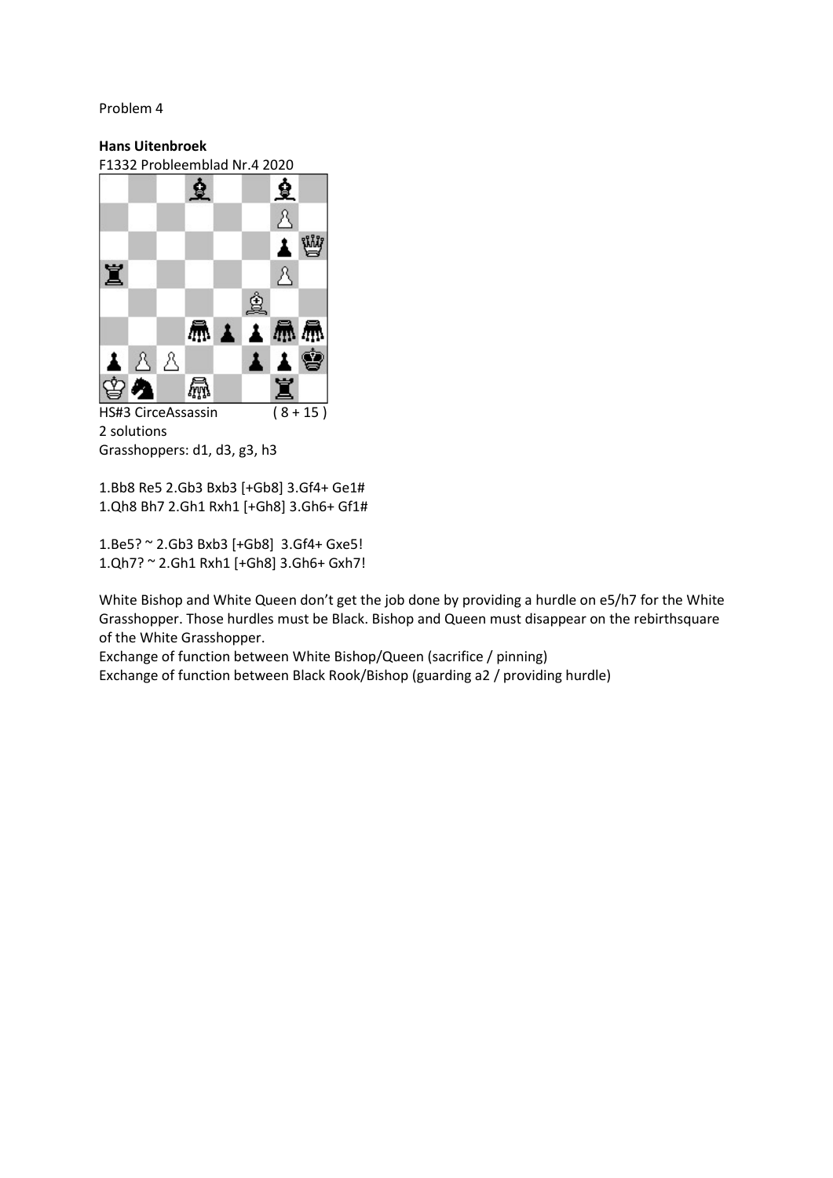Problem 4

**Hans Uitenbroek**

F1332 Probleemblad Nr.4 2020

HS#3 CirceAssassin ( 8 + 15 )

2 solutions

Grasshoppers: d1, d3, g3, h3

1.Bb8 Re5 2.Gb3 Bxb3 [+Gb8] 3.Gf4+ Ge1#

1.Qh8 Bh7 2.Gh1 Rxh1 [+Gh8] 3.Gh6+ Gf1#

1.Be5? ~ 2.Gb3 Bxb3 [+Gb8] 3.Gf4+ Gxe5!

1.Qh7? ~ 2.Gh1 Rxh1 [+Gh8] 3.Gh6+ Gxh7!

White Bishop and White Queen don't get the job done by providing a hurdle on e5/h7 for the White Grasshopper. Those hurdles must be Black. Bishop and Queen must disappear on the rebirthsquare of the White Grasshopper.

Exchange of function between White Bishop/Queen (sacrifice / pinning)

Exchange of function between Black Rook/Bishop (guarding a2 / providing hurdle)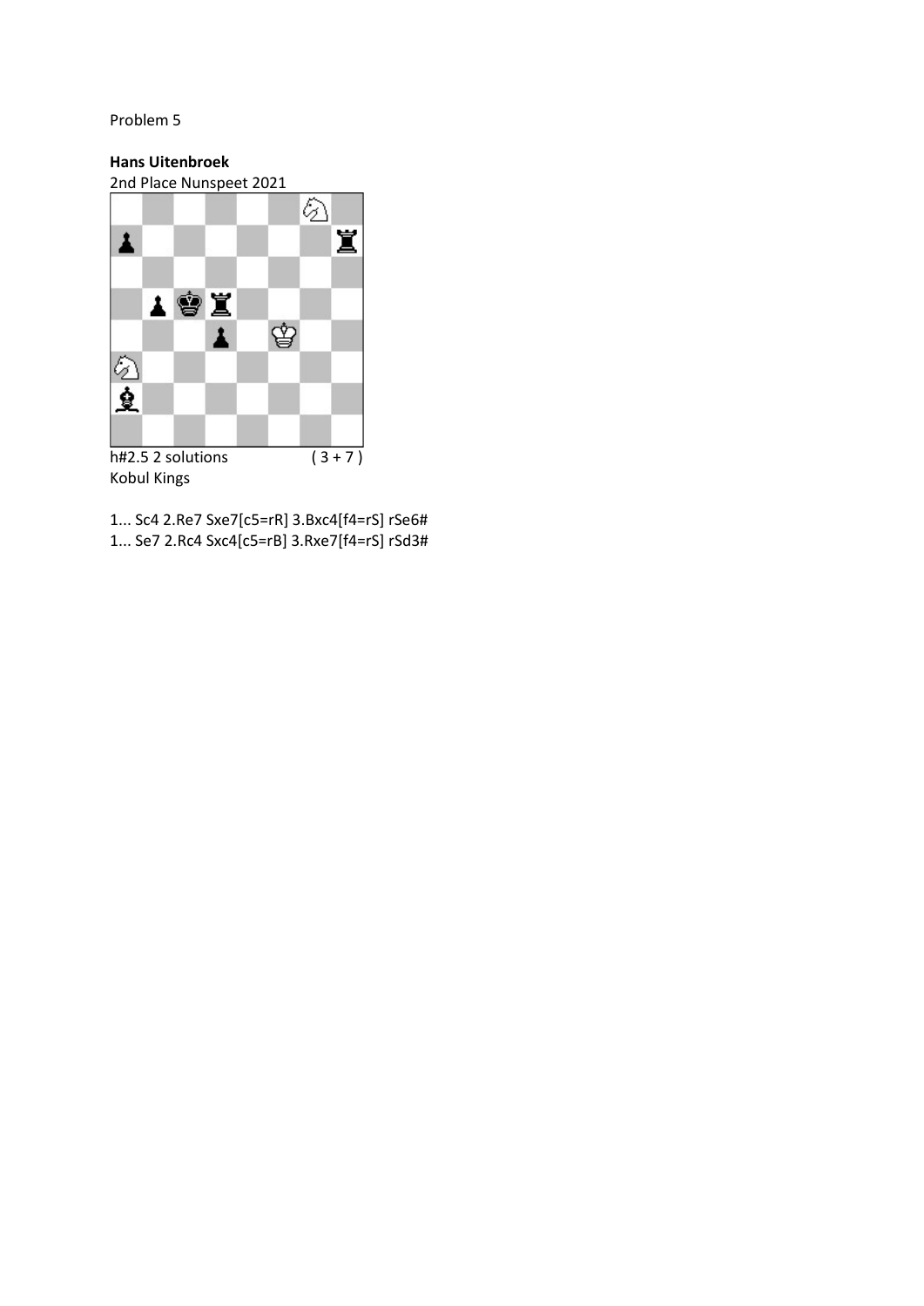Problem 5

**Hans Uitenbroek**

2nd Place Nunspeet 2021

h#2.5 2 solutions ( 3 + 7 )

Kobul Kings

1... Sc4 2.Re7 Sxe7[c5=rR] 3.Bxc4[f4=rS] rSe6#

1... Se7 2.Rc4 Sxc4[c5=rB] 3.Rxe7[f4=rS] rSd3#